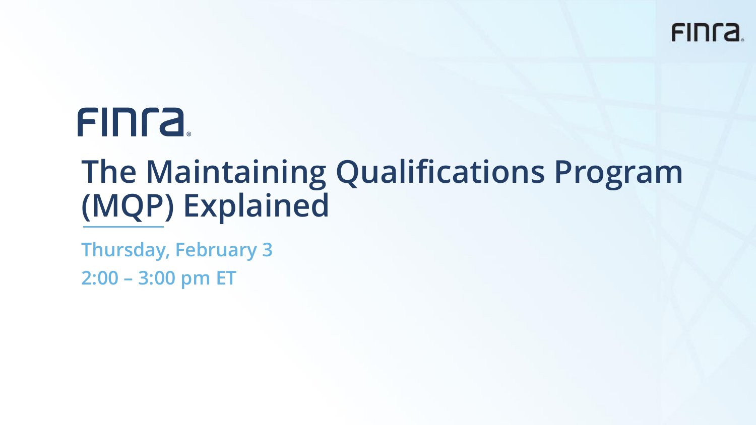FINRA

# The Maintaining Qualifications Program (MQP) Explained

Thursday, February 3

2:00 – 3:00 pm ET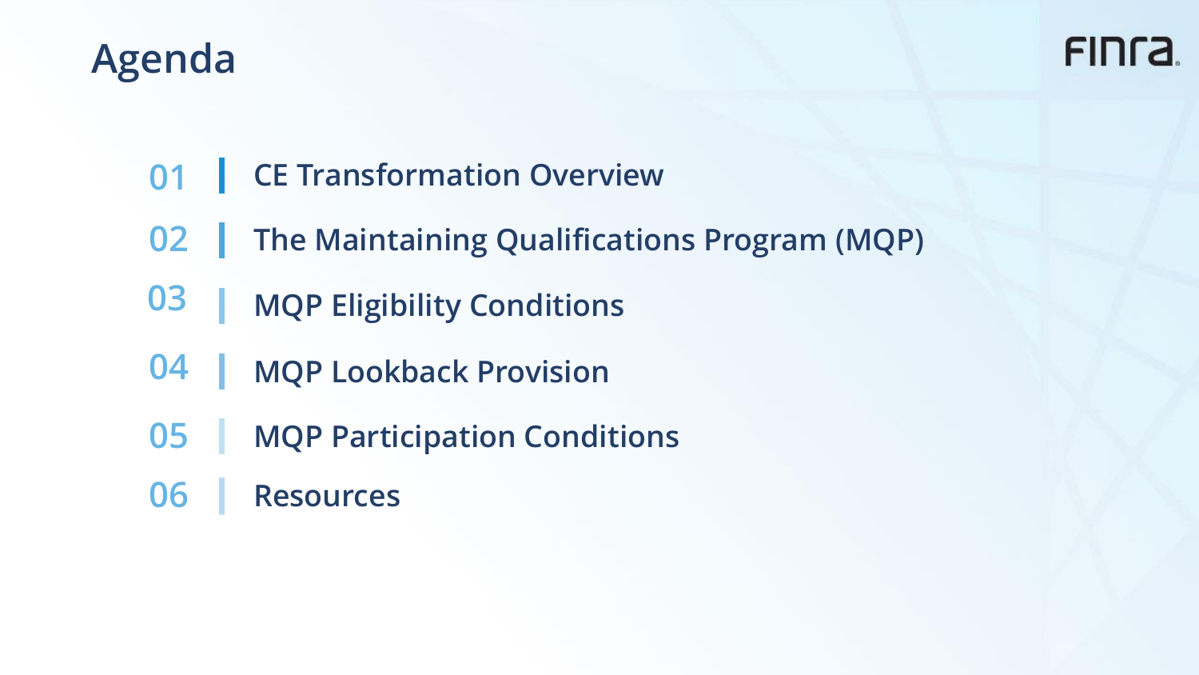# Agenda

01 | CE Transformation Overview

02 | The Maintaining Qualifications Program (MQP)

03 | MQP Eligibility Conditions

04 | MQP Lookback Provision

05 | MQP Participation Conditions

06 | Resources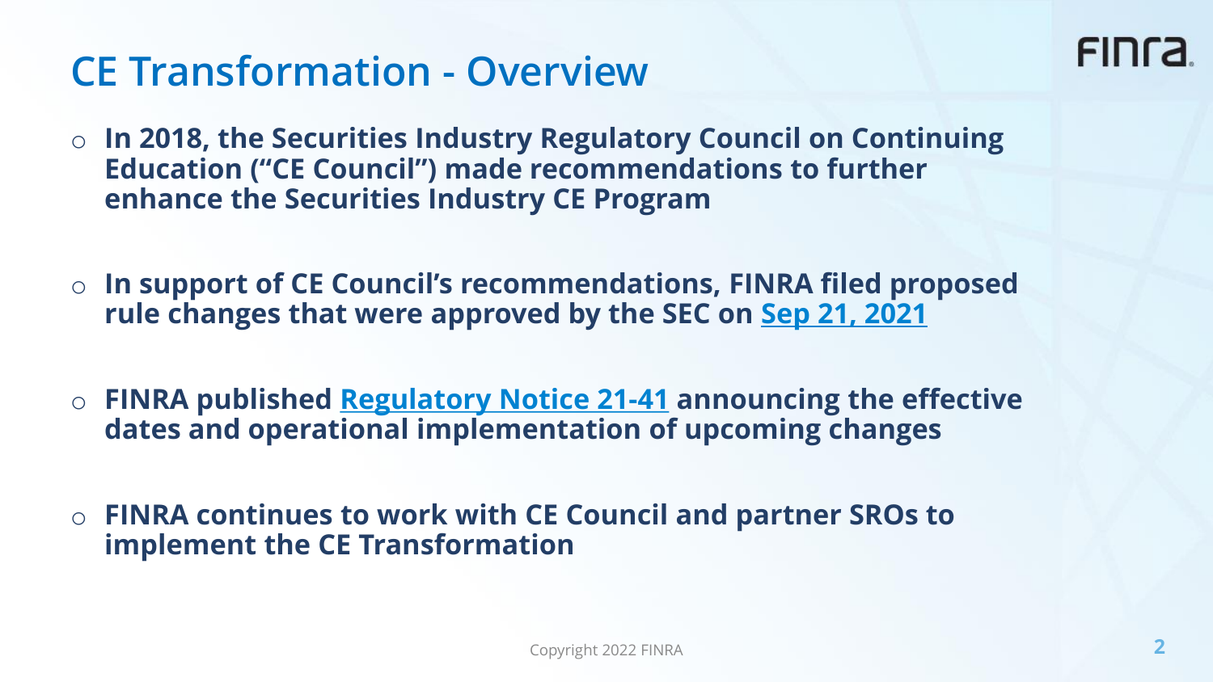# CE Transformation - Overview

- **In 2018, the Securities Industry Regulatory Council on Continuing Education ("CE Council") made recommendations to further enhance the Securities Industry CE Program**
- **In support of CE Council's recommendations, FINRA filed proposed rule changes that were approved by the SEC on Sep 21, 2021**
- **FINRA published Regulatory Notice 21-41 announcing the effective dates and operational implementation of upcoming changes**
- **FINRA continues to work with CE Council and partner SROs to implement the CE Transformation**

Copyright 2022 FINRA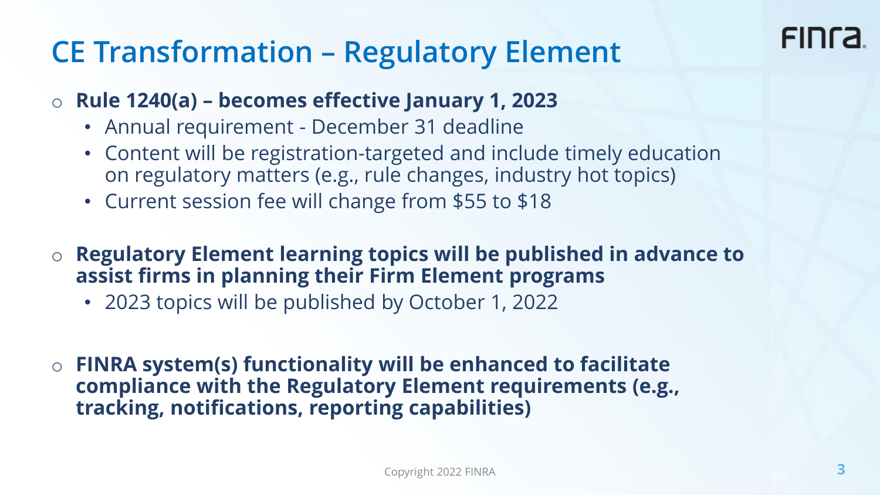# CE Transformation – Regulatory Element

- **Rule 1240(a) – becomes effective January 1, 2023**
  - Annual requirement - December 31 deadline
  - Content will be registration-targeted and include timely education on regulatory matters (e.g., rule changes, industry hot topics)
  - Current session fee will change from $55 to $18

- **Regulatory Element learning topics will be published in advance to assist firms in planning their Firm Element programs**
  - 2023 topics will be published by October 1, 2022

- **FINRA system(s) functionality will be enhanced to facilitate compliance with the Regulatory Element requirements (e.g., tracking, notifications, reporting capabilities)**

Copyright 2022 FINRA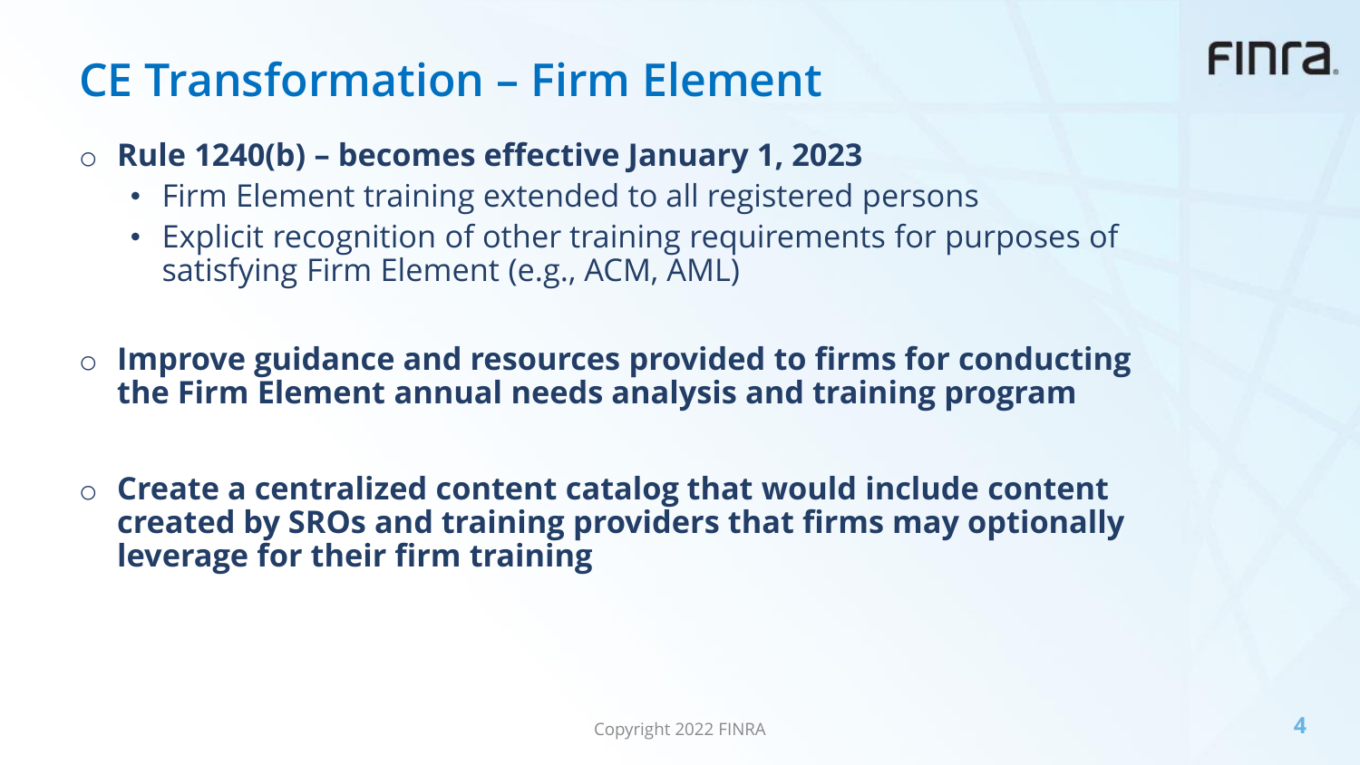# CE Transformation – Firm Element

- **Rule 1240(b) – becomes effective January 1, 2023**
  - Firm Element training extended to all registered persons
  - Explicit recognition of other training requirements for purposes of satisfying Firm Element (e.g., ACM, AML)

- **Improve guidance and resources provided to firms for conducting the Firm Element annual needs analysis and training program**

- **Create a centralized content catalog that would include content created by SROs and training providers that firms may optionally leverage for their firm training**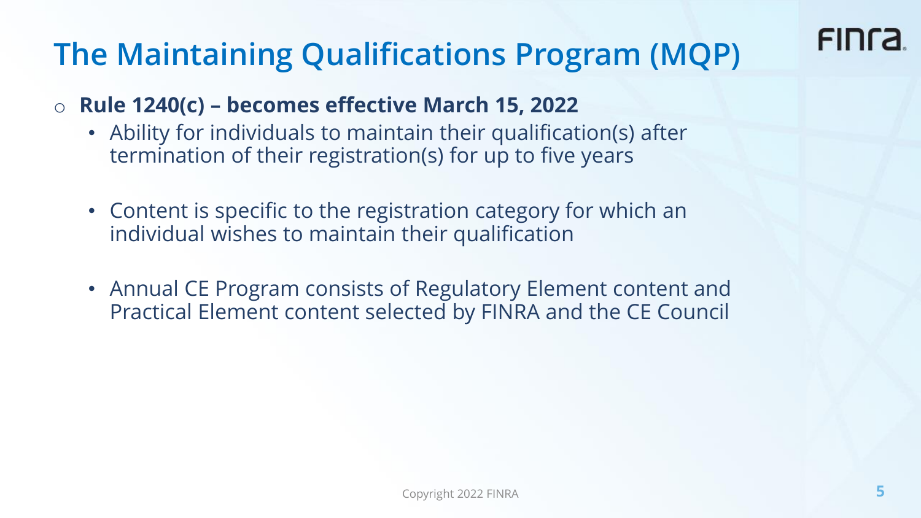# The Maintaining Qualifications Program (MQP)

- **Rule 1240(c) – becomes effective March 15, 2022**
  - Ability for individuals to maintain their qualification(s) after termination of their registration(s) for up to five years
  - Content is specific to the registration category for which an individual wishes to maintain their qualification
  - Annual CE Program consists of Regulatory Element content and Practical Element content selected by FINRA and the CE Council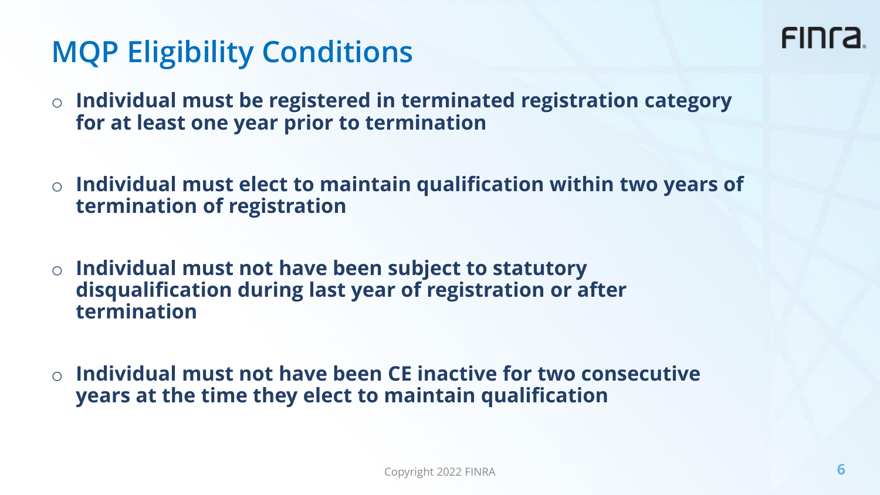# MQP Eligibility Conditions

- **Individual must be registered in terminated registration category for at least one year prior to termination**
- **Individual must elect to maintain qualification within two years of termination of registration**
- **Individual must not have been subject to statutory disqualification during last year of registration or after termination**
- **Individual must not have been CE inactive for two consecutive years at the time they elect to maintain qualification**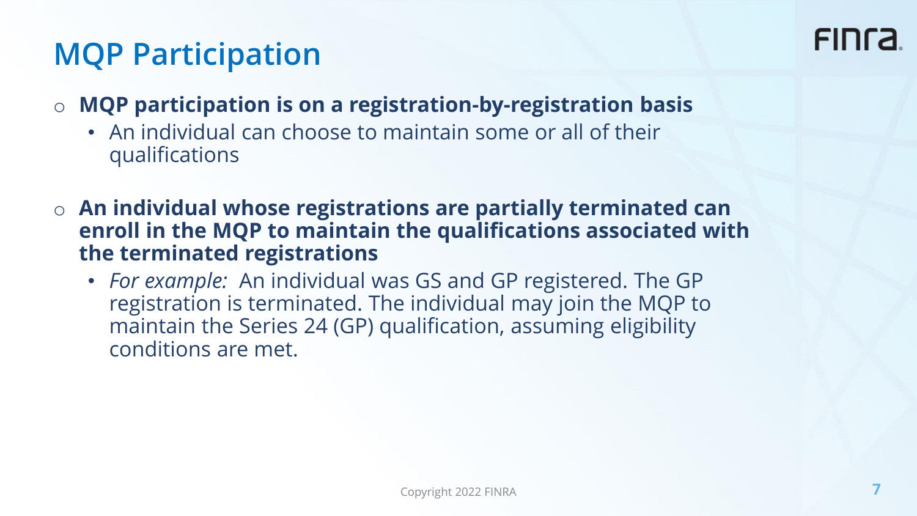# MQP Participation

- **MQP participation is on a registration-by-registration basis**
  - An individual can choose to maintain some or all of their qualifications
- **An individual whose registrations are partially terminated can enroll in the MQP to maintain the qualifications associated with the terminated registrations**
  - *For example:* An individual was GS and GP registered. The GP registration is terminated. The individual may join the MQP to maintain the Series 24 (GP) qualification, assuming eligibility conditions are met.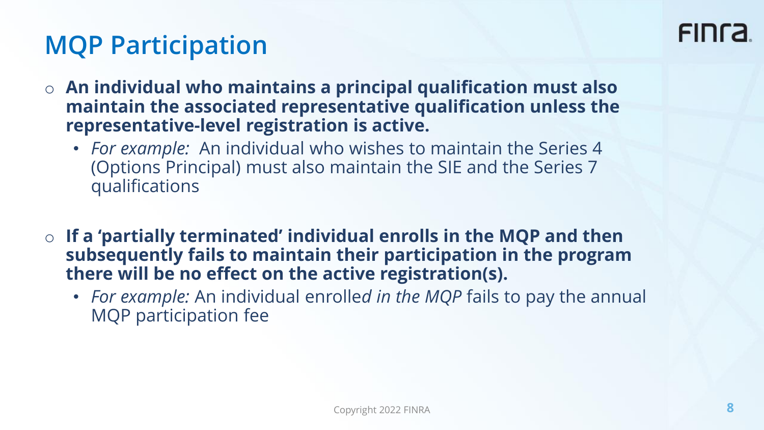# MQP Participation

- **An individual who maintains a principal qualification must also maintain the associated representative qualification unless the representative-level registration is active.**
  - *For example:* An individual who wishes to maintain the Series 4 (Options Principal) must also maintain the SIE and the Series 7 qualifications

- **If a 'partially terminated' individual enrolls in the MQP and then subsequently fails to maintain their participation in the program there will be no effect on the active registration(s).**
  - *For example:* An individual enrolle*d in the MQP* fails to pay the annual MQP participation fee

Copyright 2022 FINRA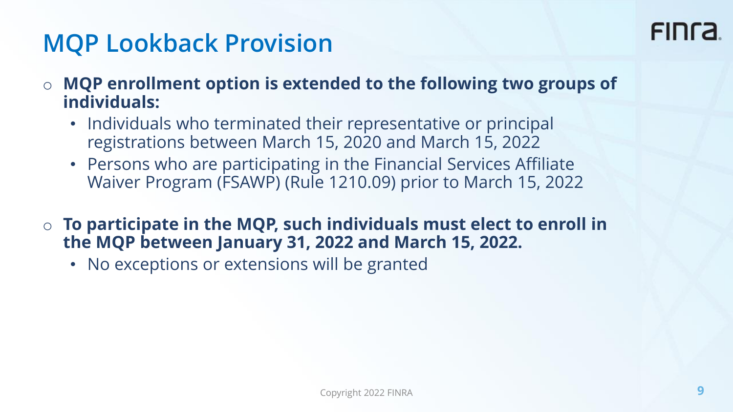# MQP Lookback Provision

- **MQP enrollment option is extended to the following two groups of individuals:**
  - Individuals who terminated their representative or principal registrations between March 15, 2020 and March 15, 2022
  - Persons who are participating in the Financial Services Affiliate Waiver Program (FSAWP) (Rule 1210.09) prior to March 15, 2022

- **To participate in the MQP, such individuals must elect to enroll in the MQP between January 31, 2022 and March 15, 2022.**
  - No exceptions or extensions will be granted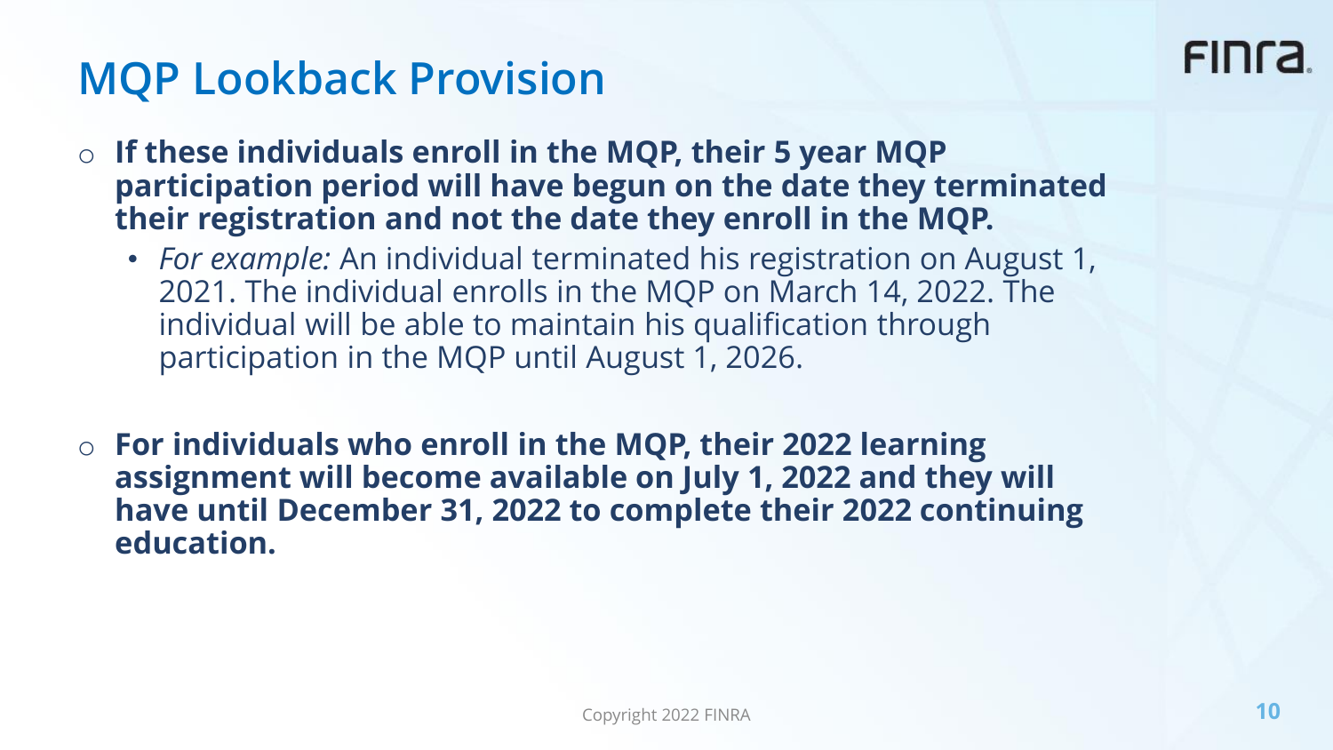# MQP Lookback Provision

- **If these individuals enroll in the MQP, their 5 year MQP participation period will have begun on the date they terminated their registration and not the date they enroll in the MQP.**
  - *For example:* An individual terminated his registration on August 1, 2021. The individual enrolls in the MQP on March 14, 2022. The individual will be able to maintain his qualification through participation in the MQP until August 1, 2026.

- **For individuals who enroll in the MQP, their 2022 learning assignment will become available on July 1, 2022 and they will have until December 31, 2022 to complete their 2022 continuing education.**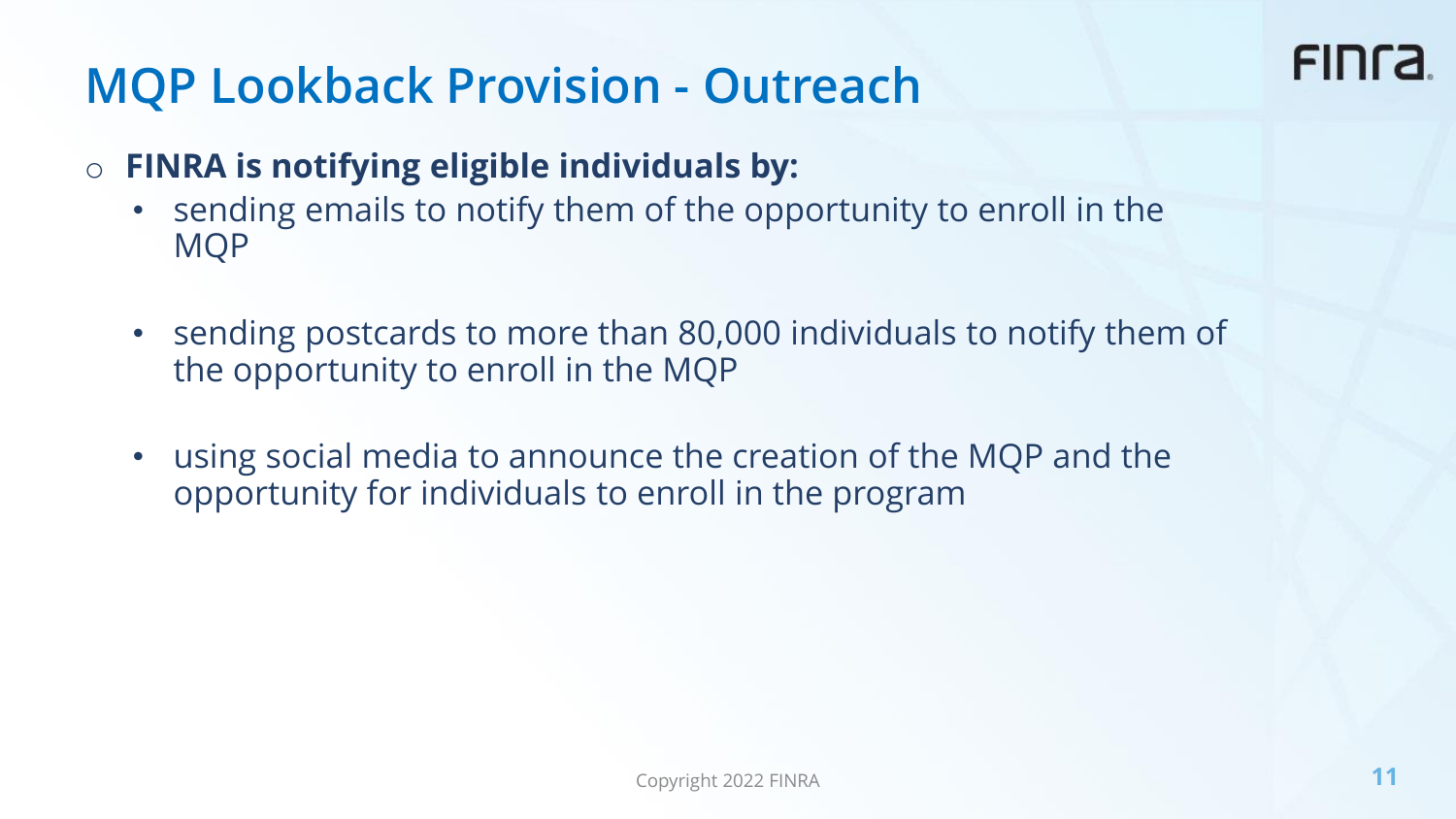# MQP Lookback Provision - Outreach

- **FINRA is notifying eligible individuals by:**
  - sending emails to notify them of the opportunity to enroll in the MQP
  - sending postcards to more than 80,000 individuals to notify them of the opportunity to enroll in the MQP
  - using social media to announce the creation of the MQP and the opportunity for individuals to enroll in the program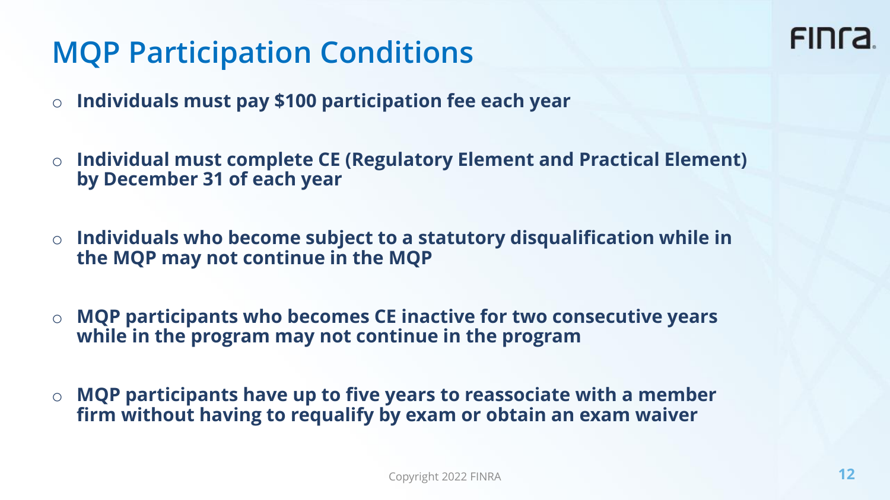# MQP Participation Conditions

- **Individuals must pay $100 participation fee each year**
- **Individual must complete CE (Regulatory Element and Practical Element) by December 31 of each year**
- **Individuals who become subject to a statutory disqualification while in the MQP may not continue in the MQP**
- **MQP participants who becomes CE inactive for two consecutive years while in the program may not continue in the program**
- **MQP participants have up to five years to reassociate with a member firm without having to requalify by exam or obtain an exam waiver**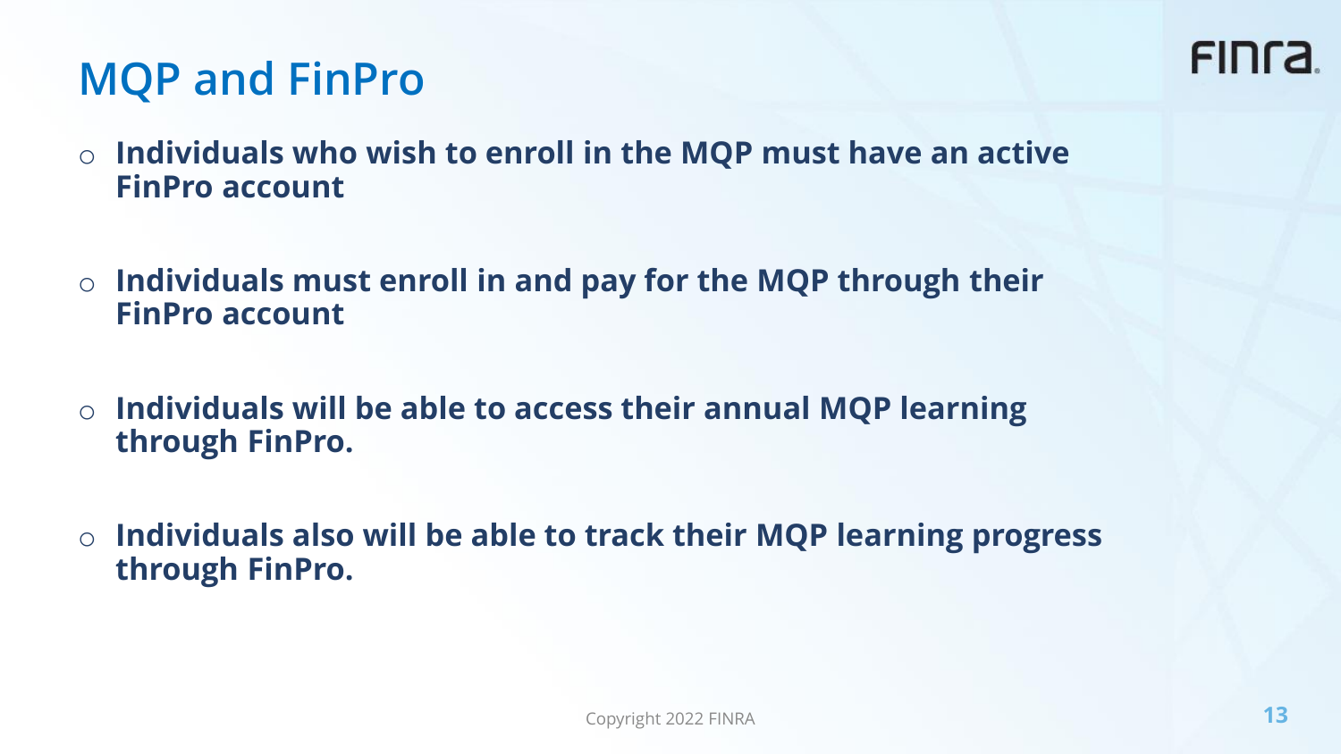# MQP and FinPro

- **Individuals who wish to enroll in the MQP must have an active FinPro account**
- **Individuals must enroll in and pay for the MQP through their FinPro account**
- **Individuals will be able to access their annual MQP learning through FinPro.**
- **Individuals also will be able to track their MQP learning progress through FinPro.**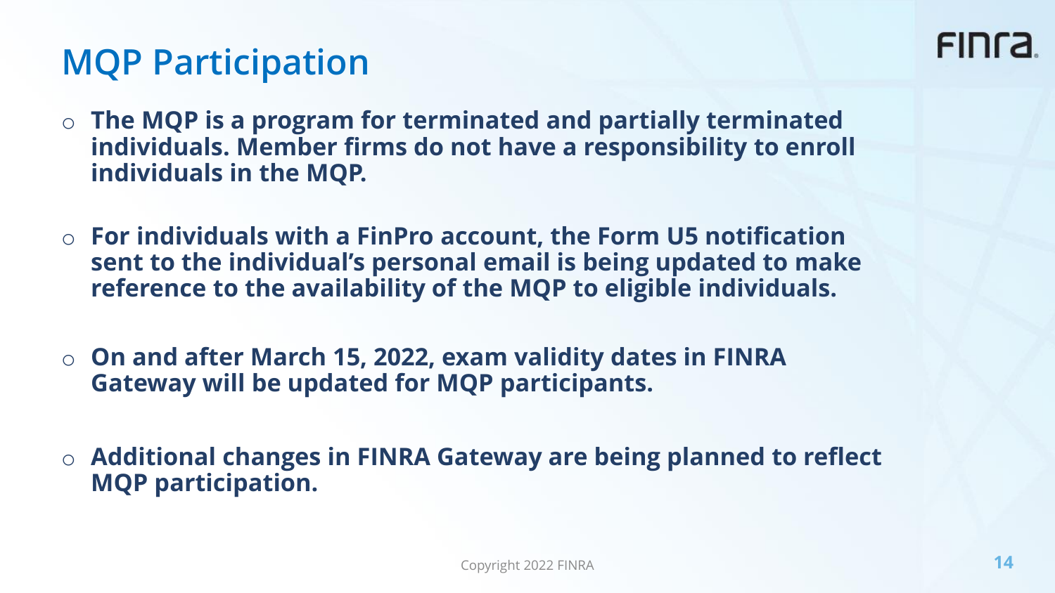# MQP Participation

- **The MQP is a program for terminated and partially terminated individuals. Member firms do not have a responsibility to enroll individuals in the MQP.**

- **For individuals with a FinPro account, the Form U5 notification sent to the individual's personal email is being updated to make reference to the availability of the MQP to eligible individuals.**

- **On and after March 15, 2022, exam validity dates in FINRA Gateway will be updated for MQP participants.**

- **Additional changes in FINRA Gateway are being planned to reflect MQP participation.**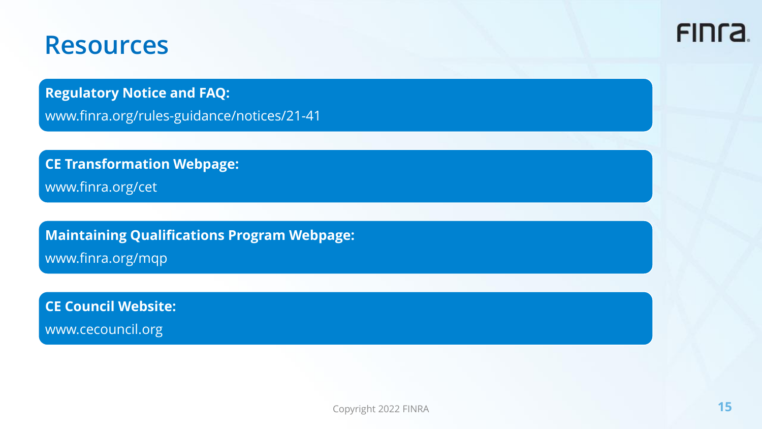# Resources

**Regulatory Notice and FAQ:**

www.finra.org/rules-guidance/notices/21-41

**CE Transformation Webpage:**

www.finra.org/cet

**Maintaining Qualifications Program Webpage:**

www.finra.org/mqp

**CE Council Website:**

www.cecouncil.org

Copyright 2022 FINRA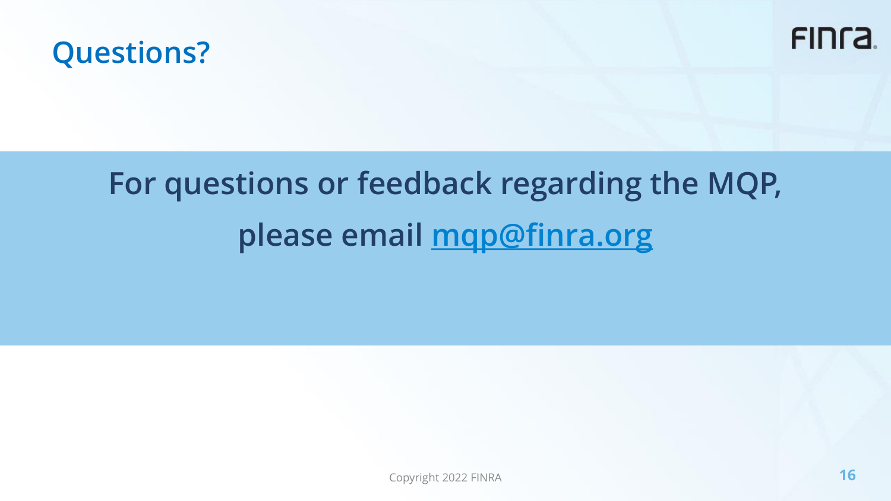# Questions?

**For questions or feedback regarding the MQP, please email [mqp@finra.org](mailto:mqp@finra.org)**

Copyright 2022 FINRA